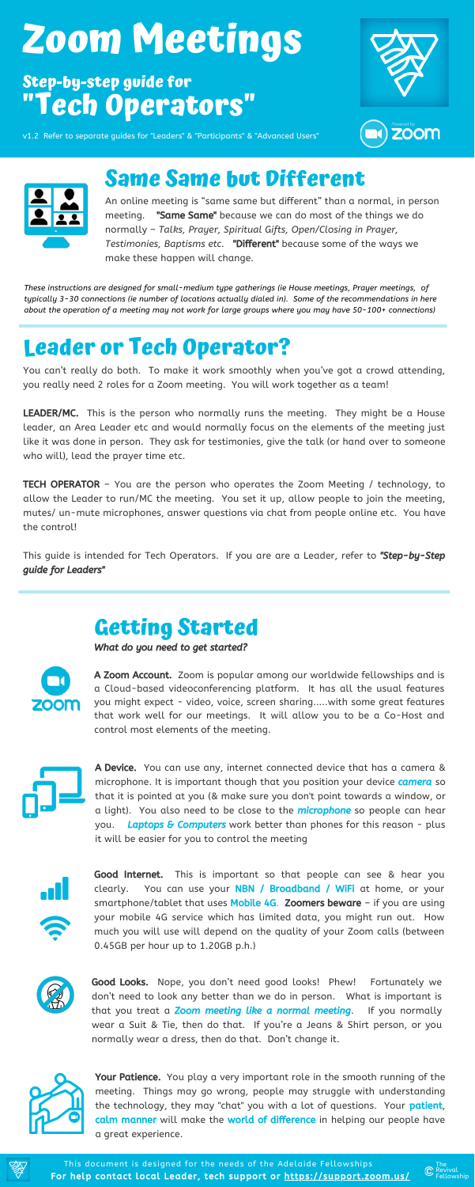# Zoom Meetings

## Step-by-step guide for "Tech Operators"

v1.2 Refer to separate guides for "Leaders" & "Participants" & "Advanced Users"

Powered by zoom

## Same Same but Different

An online meeting is "same same but different" than a normal, in person meeting. **"Same Same"** because we can do most of the things we do normally – *Talks, Prayer, Spiritual Gifts, Open/Closing in Prayer, Testimonies, Baptisms etc*. **"Different"** because some of the ways we make these happen will change.

*These instructions are designed for small-medium type gatherings (ie House meetings, Prayer meetings, of typically 3-30 connections (ie number of locations actually dialed in). Some of the recommendations in here about the operation of a meeting may not work for large groups where you may have 50-100+ connections)*

## Leader or Tech Operator?

You can't really do both. To make it work smoothly when you've got a crowd attending, you really need 2 roles for a Zoom meeting. You will work together as a team!

**LEADER/MC.** This is the person who normally runs the meeting. They might be a House leader, an Area Leader etc and would normally focus on the elements of the meeting just like it was done in person. They ask for testimonies, give the talk (or hand over to someone who will), lead the prayer time etc.

**TECH OPERATOR** – You are the person who operates the Zoom Meeting / technology, to allow the Leader to run/MC the meeting. You set it up, allow people to join the meeting, mutes/ un-mute microphones, answer questions via chat from people online etc. You have the control!

This guide is intended for Tech Operators. If you are are a Leader, refer to ***"Step-by-Step guide for Leaders"***

## Getting Started

*What do you need to get started?*

**A Zoom Account.** Zoom is popular among our worldwide fellowships and is a Cloud-based videoconferencing platform. It has all the usual features you might expect - video, voice, screen sharing.....with some great features that work well for our meetings. It will allow you to be a Co-Host and control most elements of the meeting.

**A Device.** You can use any, internet connected device that has a camera & microphone. It is important though that you position your device ***camera*** so that it is pointed at you (& make sure you don't point towards a window, or a light). You also need to be close to the ***microphone*** so people can hear you. ***Laptops & Computers*** work better than phones for this reason - plus it will be easier for you to control the meeting

**Good Internet.** This is important so that people can see & hear you clearly. You can use your **NBN / Broadband / WiFi** at home, or your smartphone/tablet that uses **Mobile 4G**. **Zoomers beware** – if you are using your mobile 4G service which has limited data, you might run out. How much you will use will depend on the quality of your Zoom calls (between 0.45GB per hour up to 1.20GB p.h.)

**Good Looks.** Nope, you don't need good looks! Phew! Fortunately we don't need to look any better than we do in person. What is important is that you treat a ***Zoom meeting like a normal meeting***. If you normally wear a Suit & Tie, then do that. If you're a Jeans & Shirt person, or you normally wear a dress, then do that. Don't change it.

**Your Patience.** You play a very important role in the smooth running of the meeting. Things may go wrong, people may struggle with understanding the technology, they may "chat" you with a lot of questions. Your **patient, calm manner** will make the **world of difference** in helping our people have a great experience.

This document is designed for the needs of the Adelaide Fellowships
**For help contact local Leader, tech support or https://support.zoom.us/**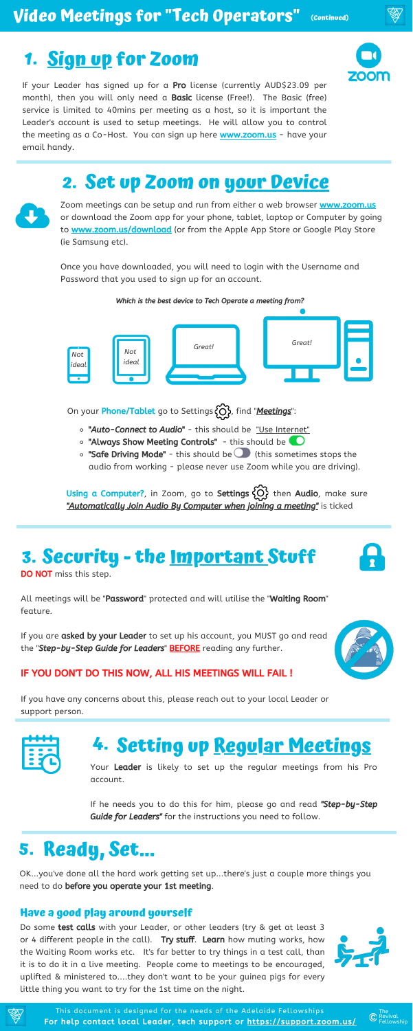# Video Meetings for "Tech Operators" (Continued)

## 1. Sign up for Zoom

If your Leader has signed up for a **Pro** license (currently AUD$23.09 per month), then you will only need a **Basic** license (Free!). The Basic (free) service is limited to 40mins per meeting as a host, so it is important the Leader's account is used to setup meetings. He will allow you to control the meeting as a Co-Host. You can sign up here **www.zoom.us** - have your email handy.

## 2. Set up Zoom on your Device

Zoom meetings can be setup and run from either a web browser **www.zoom.us** or download the Zoom app for your phone, tablet, laptop or Computer by going to **www.zoom.us/download** (or from the Apple App Store or Google Play Store (ie Samsung etc).

Once you have downloaded, you will need to login with the Username and Password that you used to sign up for an account.

*Which is the best device to Tech Operate a meeting from?*

| Phone | Tablet | Laptop | Computer |
|---|---|---|---|
| Not ideal | Not ideal | Great! | Great! |

On your **Phone/Tablet** go to Settings, find "***Meetings***":

- ***"Auto-Connect to Audio"*** - this should be "Use Internet"
- **"Always Show Meeting Controls"** - this should be on
- **"Safe Driving Mode"** - this should be off (this sometimes stops the audio from working - please never use Zoom while you are driving).

**Using a Computer?**, in Zoom, go to **Settings** then **Audio**, make sure ***"Automatically Join Audio By Computer when joining a meeting"*** is ticked

## 3. Security - the Important Stuff

**DO NOT** miss this step.

All meetings will be "**Password**" protected and will utilise the "**Waiting Room**" feature.

If you are **asked by your Leader** to set up his account, you MUST go and read the "***Step-by-Step Guide for Leaders***" **BEFORE** reading any further.

**IF YOU DON'T DO THIS NOW, ALL HIS MEETINGS WILL FAIL !**

If you have any concerns about this, please reach out to your local Leader or support person.

## 4. Setting up Regular Meetings

Your **Leader** is likely to set up the regular meetings from his Pro account.

If he needs you to do this for him, please go and read ***"Step-by-Step Guide for Leaders"*** for the instructions you need to follow.

## 5. Ready, Set...

OK...you've done all the hard work getting set up...there's just a couple more things you need to do **before you operate your 1st meeting**.

### Have a good play around yourself

Do some **test calls** with your Leader, or other leaders (try & get at least 3 or 4 different people in the call). **Try stuff**. **Learn** how muting works, how the Waiting Room works etc. It's far better to try things in a test call, than it is to do it in a live meeting. People come to meetings to be encouraged, uplifted & ministered to....they don't want to be your guinea pigs for every little thing you want to try for the 1st time on the night.

This document is designed for the needs of the Adelaide Fellowships
**For help contact local Leader, tech support or https://support.zoom.us/**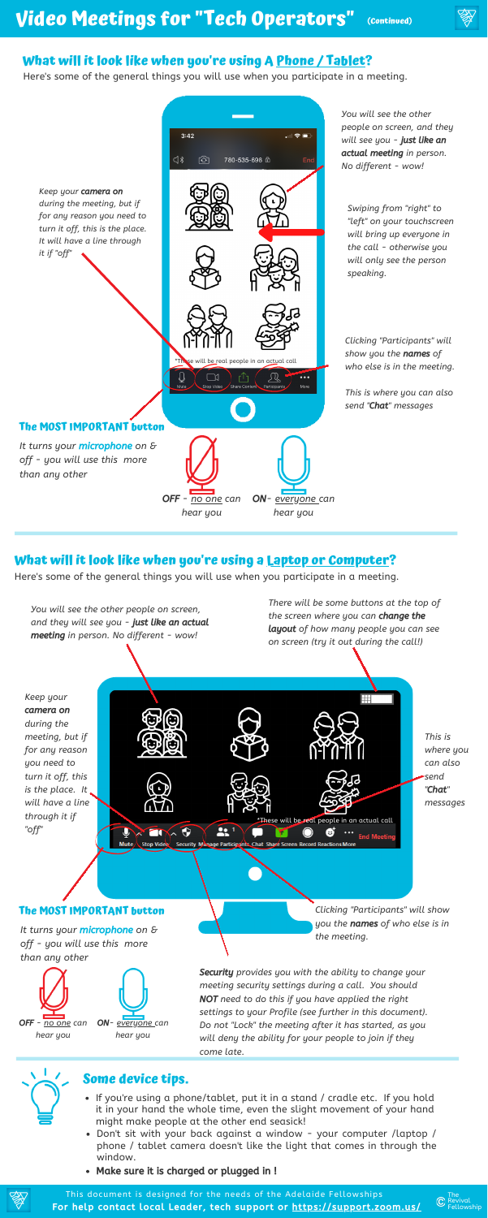# Video Meetings for "Tech Operators" (Continued)

## What will it look like when you're using A Phone / Tablet?

Here's some of the general things you will use when you participate in a meeting.

*You will see the other people on screen, and they will see you - **just like an actual meeting** in person. No different - wow!*

*Keep your **camera on** during the meeting, but if for any reason you need to turn it off, this is the place. It will have a line through it if "off"*

*Swiping from "right" to "left" on your touchscreen will bring up everyone in the call - otherwise you will only see the person speaking.*

*Clicking "Participants" will show you the **names** of who else is in the meeting.*

*This is where you can also send "**Chat**" messages*

3:42

780-535-698

End

*These will be real people in an actual call

Mute Stop Video Share Content Participants More

### The MOST IMPORTANT button

*It turns your **microphone** on & off - you will use this more than any other*

***OFF** - no one can hear you*

***ON** - everyone can hear you*

## What will it look like when you're using a Laptop or Computer?

Here's some of the general things you will use when you participate in a meeting.

*You will see the other people on screen, and they will see you - **just like an actual meeting** in person. No different - wow!*

*There will be some buttons at the top of the screen where you can **change the layout** of how many people you can see on screen (try it out during the call!)*

*Keep your **camera on** during the meeting, but if for any reason you need to turn it off, this is the place. It will have a line through it if "off"*

*This is where you can also send "**Chat**" messages*

*These will be real people in an actual call

Mute Stop Video Security Manage Participants Chat Share Screen Record Reactions More End Meeting

### The MOST IMPORTANT button

*It turns your **microphone** on & off - you will use this more than any other*

***OFF** - no one can hear you*

***ON** - everyone can hear you*

*Clicking "Participants" will show you the **names** of who else is in the meeting.*

***Security** provides you with the ability to change your meeting security settings during a call. You should **NOT** need to do this if you have applied the right settings to your Profile (see further in this document). Do not "Lock" the meeting after it has started, as you will deny the ability for your people to join if they come late.*

## Some device tips.

- If you're using a phone/tablet, put it in a stand / cradle etc. If you hold it in your hand the whole time, even the slight movement of your hand might make people at the other end seasick!
- Don't sit with your back against a window - your computer /laptop / phone / tablet camera doesn't like the light that comes in through the window.
- **Make sure it is charged or plugged in !**

This document is designed for the needs of the Adelaide Fellowships

**For help contact local Leader, tech support or https://support.zoom.us/**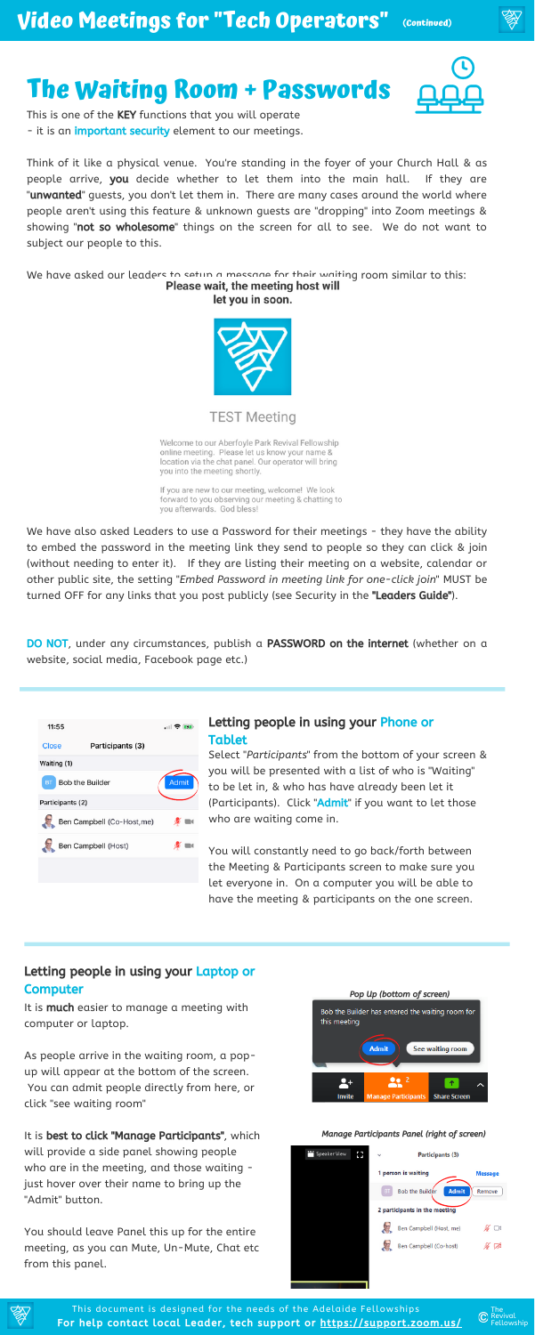# Video Meetings for "Tech Operators" (Continued)

## The Waiting Room + Passwords

This is one of the **KEY** functions that you will operate - it is an **important security** element to our meetings.

Think of it like a physical venue. You're standing in the foyer of your Church Hall & as people arrive, **you** decide whether to let them into the main hall. If they are "**unwanted**" guests, you don't let them in. There are many cases around the world where people aren't using this feature & unknown guests are "dropping" into Zoom meetings & showing "**not so wholesome**" things on the screen for all to see. We do not want to subject our people to this.

We have asked our leaders to setup a message for their waiting room similar to this:

**Please wait, the meeting host will let you in soon.**

TEST Meeting

Welcome to our Aberfoyle Park Revival Fellowship online meeting. Please let us know your name & location via the chat panel. Our operator will bring you into the meeting shortly.

If you are new to our meeting, welcome! We look forward to you observing our meeting & chatting to you afterwards. God bless!

We have also asked Leaders to use a Password for their meetings - they have the ability to embed the password in the meeting link they send to people so they can click & join (without needing to enter it). If they are listing their meeting on a website, calendar or other public site, the setting "*Embed Password in meeting link for one-click join*" MUST be turned OFF for any links that you post publicly (see Security in the **"Leaders Guide"**).

**DO NOT**, under any circumstances, publish a **PASSWORD on the internet** (whether on a website, social media, Facebook page etc.)

### Letting people in using your Phone or Tablet

Select "*Participants*" from the bottom of your screen & you will be presented with a list of who is "Waiting" to be let in, & who has have already been let it (Participants). Click "**Admit**" if you want to let those who are waiting come in.

You will constantly need to go back/forth between the Meeting & Participants screen to make sure you let everyone in. On a computer you will be able to have the meeting & participants on the one screen.

### Letting people in using your Laptop or Computer

It is **much** easier to manage a meeting with computer or laptop.

As people arrive in the waiting room, a pop-up will appear at the bottom of the screen. You can admit people directly from here, or click "see waiting room"

It is **best to click "Manage Participants"**, which will provide a side panel showing people who are in the meeting, and those waiting - just hover over their name to bring up the "Admit" button.

You should leave Panel this up for the entire meeting, as you can Mute, Un-Mute, Chat etc from this panel.

*Pop Up (bottom of screen)*

*Manage Participants Panel (right of screen)*

This document is designed for the needs of the Adelaide Fellowships
**For help contact local Leader, tech support or https://support.zoom.us/**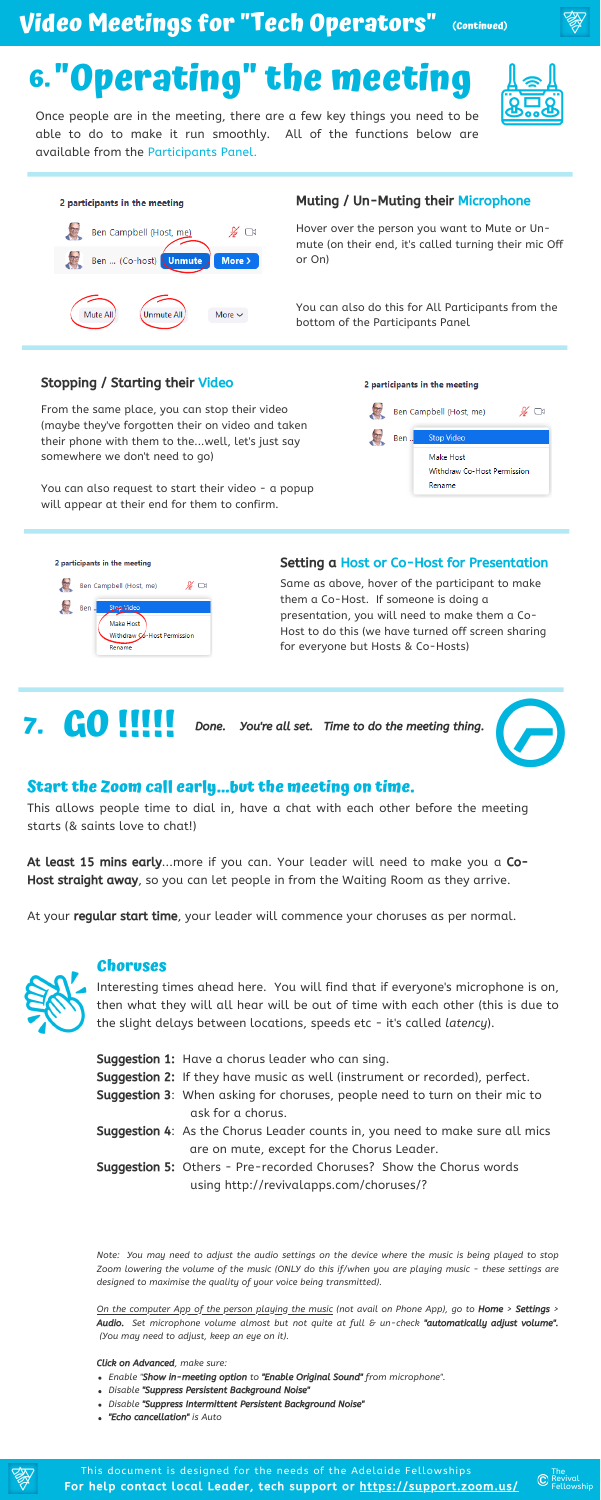# Video Meetings for "Tech Operators" (Continued)

## 6. "Operating" the meeting

Once people are in the meeting, there are a few key things you need to be able to do to make it run smoothly. All of the functions below are available from the Participants Panel.

### Muting / Un-Muting their Microphone

Hover over the person you want to Mute or Un-mute (on their end, it's called turning their mic Off or On)

You can also do this for All Participants from the bottom of the Participants Panel

### Stopping / Starting their Video

From the same place, you can stop their video (maybe they've forgotten their on video and taken their phone with them to the...well, let's just say somewhere we don't need to go)

You can also request to start their video - a popup will appear at their end for them to confirm.

### Setting a Host or Co-Host for Presentation

Same as above, hover of the participant to make them a Co-Host. If someone is doing a presentation, you will need to make them a Co-Host to do this (we have turned off screen sharing for everyone but Hosts & Co-Hosts)

## 7. GO !!!!!

*Done. You're all set. Time to do the meeting thing.*

### Start the Zoom call early...but the meeting on time.

This allows people time to dial in, have a chat with each other before the meeting starts (& saints love to chat!)

**At least 15 mins early**...more if you can. Your leader will need to make you a **Co-Host straight away**, so you can let people in from the Waiting Room as they arrive.

At your **regular start time**, your leader will commence your choruses as per normal.

### Choruses

Interesting times ahead here. You will find that if everyone's microphone is on, then what they will all hear will be out of time with each other (this is due to the slight delays between locations, speeds etc - it's called *latency*).

**Suggestion 1:** Have a chorus leader who can sing.

**Suggestion 2:** If they have music as well (instrument or recorded), perfect.

**Suggestion 3**: When asking for choruses, people need to turn on their mic to ask for a chorus.

**Suggestion 4**: As the Chorus Leader counts in, you need to make sure all mics are on mute, except for the Chorus Leader.

**Suggestion 5:** Others - Pre-recorded Choruses? Show the Chorus words using http://revivalapps.com/choruses/?

*Note: You may need to adjust the audio settings on the device where the music is being played to stop Zoom lowering the volume of the music (ONLY do this if/when you are playing music - these settings are designed to maximise the quality of your voice being transmitted).*

*On the computer App of the person playing the music (not avail on Phone App), go to **Home** > **Settings** > **Audio.** Set microphone volume almost but not quite at full & un-check **"automatically adjust volume".** (You may need to adjust, keep an eye on it).*

***Click on Advanced**, make sure:*

- *Enable "**Show in-meeting option** to **"Enable Original Sound"** from microphone".*
- *Disable **"Suppress Persistent Background Noise"***
- *Disable **"Suppress Intermittent Persistent Background Noise"***
- ***"Echo cancellation"** is Auto*

This document is designed for the needs of the Adelaide Fellowships

**For help contact local Leader, tech support or https://support.zoom.us/**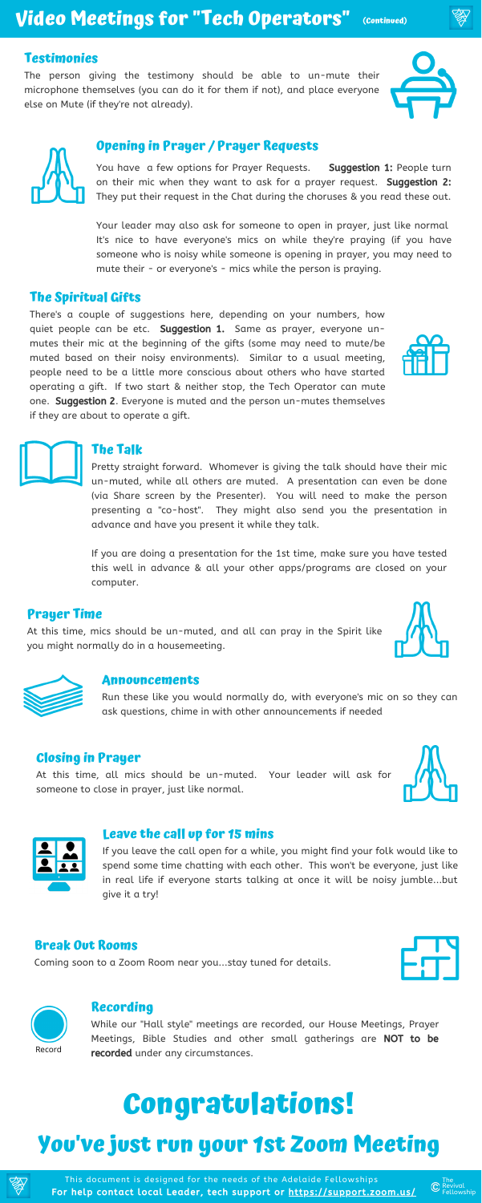# Video Meetings for "Tech Operators" (Continued)

## Testimonies

The person giving the testimony should be able to un-mute their microphone themselves (you can do it for them if not), and place everyone else on Mute (if they're not already).

## Opening in Prayer / Prayer Requests

You have a few options for Prayer Requests. **Suggestion 1:** People turn on their mic when they want to ask for a prayer request. **Suggestion 2:** They put their request in the Chat during the choruses & you read these out.

Your leader may also ask for someone to open in prayer, just like normal It's nice to have everyone's mics on while they're praying (if you have someone who is noisy while someone is opening in prayer, you may need to mute their - or everyone's - mics while the person is praying.

## The Spiritual Gifts

There's a couple of suggestions here, depending on your numbers, how quiet people can be etc. **Suggestion 1.** Same as prayer, everyone un-mutes their mic at the beginning of the gifts (some may need to mute/be muted based on their noisy environments). Similar to a usual meeting, people need to be a little more conscious about others who have started operating a gift. If two start & neither stop, the Tech Operator can mute one. **Suggestion 2**. Everyone is muted and the person un-mutes themselves if they are about to operate a gift.

## The Talk

Pretty straight forward. Whomever is giving the talk should have their mic un-muted, while all others are muted. A presentation can even be done (via Share screen by the Presenter). You will need to make the person presenting a "co-host". They might also send you the presentation in advance and have you present it while they talk.

If you are doing a presentation for the 1st time, make sure you have tested this well in advance & all your other apps/programs are closed on your computer.

## Prayer Time

At this time, mics should be un-muted, and all can pray in the Spirit like you might normally do in a housemeeting.

## Announcements

Run these like you would normally do, with everyone's mic on so they can ask questions, chime in with other announcements if needed

## Closing in Prayer

At this time, all mics should be un-muted. Your leader will ask for someone to close in prayer, just like normal.

## Leave the call up for 15 mins

If you leave the call open for a while, you might find your folk would like to spend some time chatting with each other. This won't be everyone, just like in real life if everyone starts talking at once it will be noisy jumble...but give it a try!

## Break Out Rooms

Coming soon to a Zoom Room near you...stay tuned for details.

## Recording

Record

While our "Hall style" meetings are recorded, our House Meetings, Prayer Meetings, Bible Studies and other small gatherings are **NOT to be recorded** under any circumstances.

# Congratulations!

## You've just run your 1st Zoom Meeting

This document is designed for the needs of the Adelaide Fellowships
**For help contact local Leader, tech support or https://support.zoom.us/**